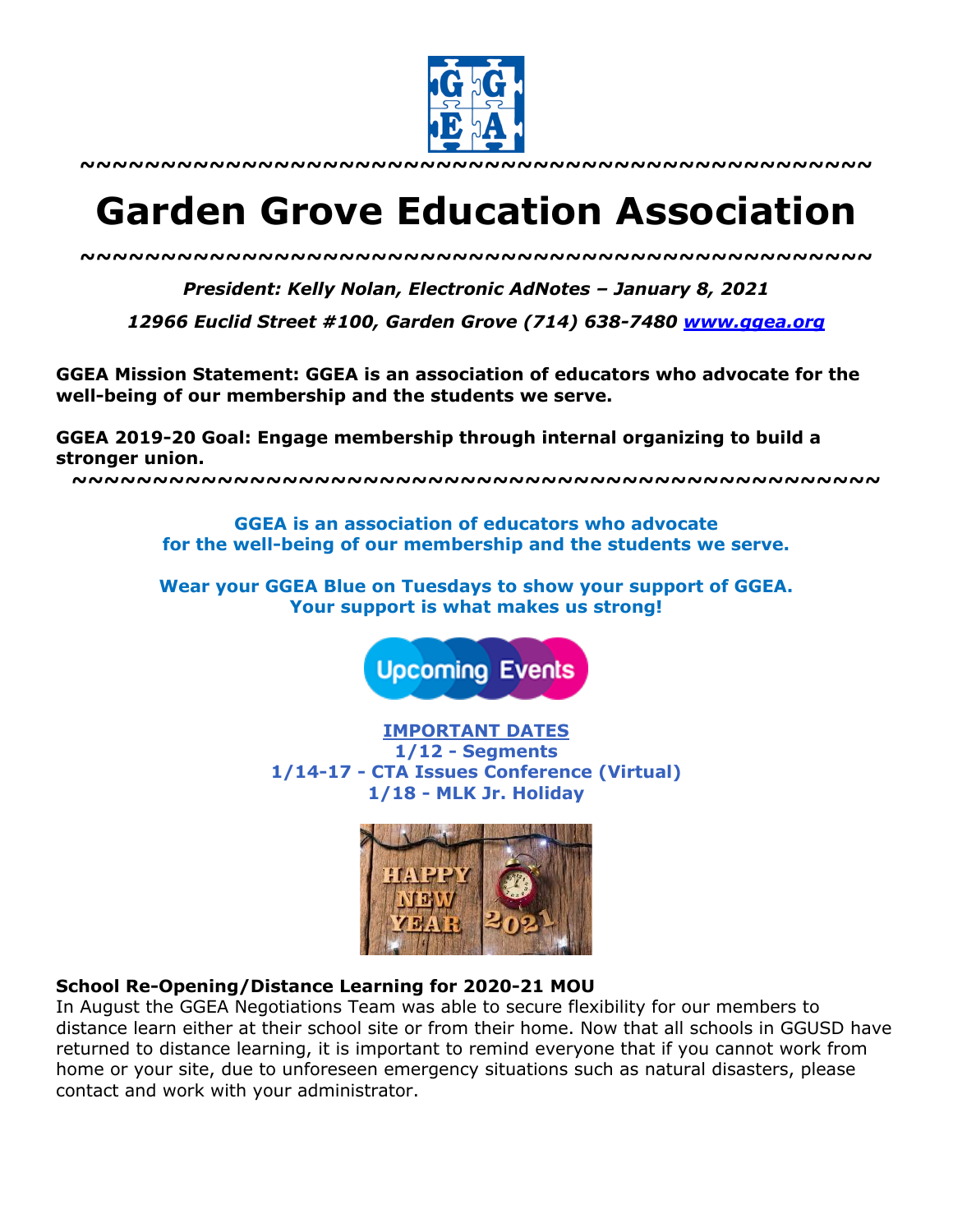~~~~~~~~~~~~~~~~~~~~~~~~~~~~~~~~~~~~~~~~~~~~~~~~~~~~

# Garden Grove Education Association

~~~~~~~~~~~~~~~~~~~~~~~~~~~~~~~~~~~~~~~~~~~~~~~~~~~~

***President: Kelly Nolan, Electronic AdNotes – January 8, 2021***

***12966 Euclid Street #100, Garden Grove (714) 638-7480 [www.ggea.org](http://www.ggea.org)***

**GGEA Mission Statement: GGEA is an association of educators who advocate for the well-being of our membership and the students we serve.**

**GGEA 2019-20 Goal: Engage membership through internal organizing to build a stronger union.**

~~~~~~~~~~~~~~~~~~~~~~~~~~~~~~~~~~~~~~~~~~~~~~~~~~~~

**GGEA is an association of educators who advocate for the well-being of our membership and the students we serve.**

**Wear your GGEA Blue on Tuesdays to show your support of GGEA. Your support is what makes us strong!**

Upcoming Events

**IMPORTANT DATES**
**1/12 - Segments**
**1/14-17 - CTA Issues Conference (Virtual)**
**1/18 - MLK Jr. Holiday**

**School Re-Opening/Distance Learning for 2020-21 MOU**
In August the GGEA Negotiations Team was able to secure flexibility for our members to distance learn either at their school site or from their home. Now that all schools in GGUSD have returned to distance learning, it is important to remind everyone that if you cannot work from home or your site, due to unforeseen emergency situations such as natural disasters, please contact and work with your administrator.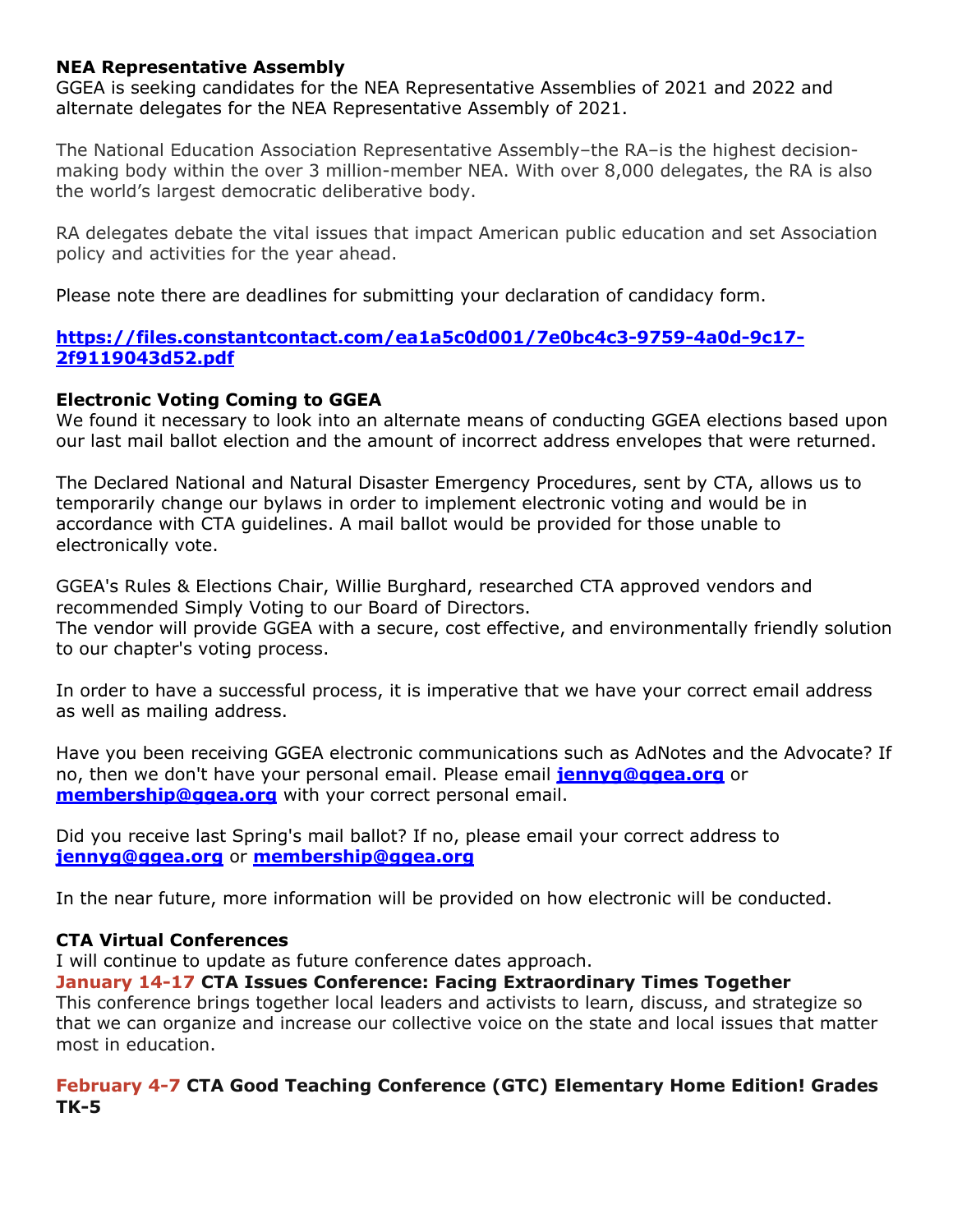**NEA Representative Assembly**
GGEA is seeking candidates for the NEA Representative Assemblies of 2021 and 2022 and alternate delegates for the NEA Representative Assembly of 2021.

The National Education Association Representative Assembly–the RA–is the highest decision-making body within the over 3 million-member NEA. With over 8,000 delegates, the RA is also the world's largest democratic deliberative body.

RA delegates debate the vital issues that impact American public education and set Association policy and activities for the year ahead.

Please note there are deadlines for submitting your declaration of candidacy form.

**https://files.constantcontact.com/ea1a5c0d001/7e0bc4c3-9759-4a0d-9c17-2f9119043d52.pdf**

**Electronic Voting Coming to GGEA**
We found it necessary to look into an alternate means of conducting GGEA elections based upon our last mail ballot election and the amount of incorrect address envelopes that were returned.

The Declared National and Natural Disaster Emergency Procedures, sent by CTA, allows us to temporarily change our bylaws in order to implement electronic voting and would be in accordance with CTA guidelines. A mail ballot would be provided for those unable to electronically vote.

GGEA's Rules & Elections Chair, Willie Burghard, researched CTA approved vendors and recommended Simply Voting to our Board of Directors.
The vendor will provide GGEA with a secure, cost effective, and environmentally friendly solution to our chapter's voting process.

In order to have a successful process, it is imperative that we have your correct email address as well as mailing address.

Have you been receiving GGEA electronic communications such as AdNotes and the Advocate? If no, then we don't have your personal email. Please email **jennyg@ggea.org** or **membership@ggea.org** with your correct personal email.

Did you receive last Spring's mail ballot? If no, please email your correct address to **jennyg@ggea.org** or **membership@ggea.org**

In the near future, more information will be provided on how electronic will be conducted.

**CTA Virtual Conferences**
I will continue to update as future conference dates approach.
**January 14-17 CTA Issues Conference: Facing Extraordinary Times Together**
This conference brings together local leaders and activists to learn, discuss, and strategize so that we can organize and increase our collective voice on the state and local issues that matter most in education.

**February 4-7 CTA Good Teaching Conference (GTC) Elementary Home Edition! Grades TK-5**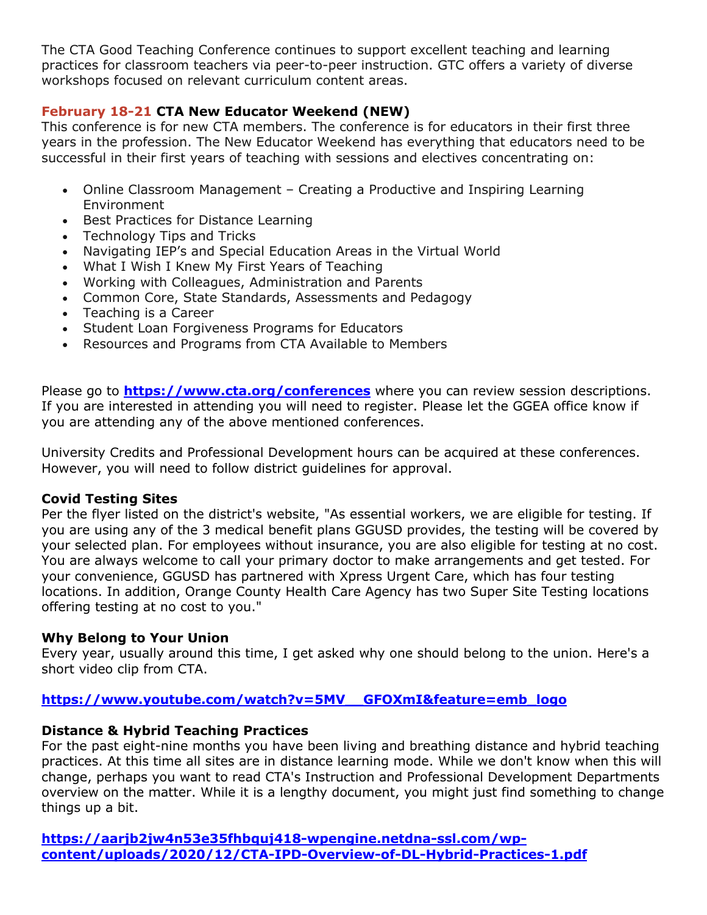The CTA Good Teaching Conference continues to support excellent teaching and learning practices for classroom teachers via peer-to-peer instruction. GTC offers a variety of diverse workshops focused on relevant curriculum content areas.

**February 18-21 CTA New Educator Weekend (NEW)**
This conference is for new CTA members. The conference is for educators in their first three years in the profession. The New Educator Weekend has everything that educators need to be successful in their first years of teaching with sessions and electives concentrating on:

- Online Classroom Management – Creating a Productive and Inspiring Learning Environment
- Best Practices for Distance Learning
- Technology Tips and Tricks
- Navigating IEP's and Special Education Areas in the Virtual World
- What I Wish I Knew My First Years of Teaching
- Working with Colleagues, Administration and Parents
- Common Core, State Standards, Assessments and Pedagogy
- Teaching is a Career
- Student Loan Forgiveness Programs for Educators
- Resources and Programs from CTA Available to Members

Please go to **https://www.cta.org/conferences** where you can review session descriptions. If you are interested in attending you will need to register. Please let the GGEA office know if you are attending any of the above mentioned conferences.

University Credits and Professional Development hours can be acquired at these conferences. However, you will need to follow district guidelines for approval.

**Covid Testing Sites**
Per the flyer listed on the district's website, "As essential workers, we are eligible for testing. If you are using any of the 3 medical benefit plans GGUSD provides, the testing will be covered by your selected plan. For employees without insurance, you are also eligible for testing at no cost. You are always welcome to call your primary doctor to make arrangements and get tested. For your convenience, GGUSD has partnered with Xpress Urgent Care, which has four testing locations. In addition, Orange County Health Care Agency has two Super Site Testing locations offering testing at no cost to you."

**Why Belong to Your Union**
Every year, usually around this time, I get asked why one should belong to the union. Here's a short video clip from CTA.

**https://www.youtube.com/watch?v=5MV__GFOXmI&feature=emb_logo**

**Distance & Hybrid Teaching Practices**
For the past eight-nine months you have been living and breathing distance and hybrid teaching practices. At this time all sites are in distance learning mode. While we don't know when this will change, perhaps you want to read CTA's Instruction and Professional Development Departments overview on the matter. While it is a lengthy document, you might just find something to change things up a bit.

**https://aarjb2jw4n53e35fhbquj418-wpengine.netdna-ssl.com/wp-content/uploads/2020/12/CTA-IPD-Overview-of-DL-Hybrid-Practices-1.pdf**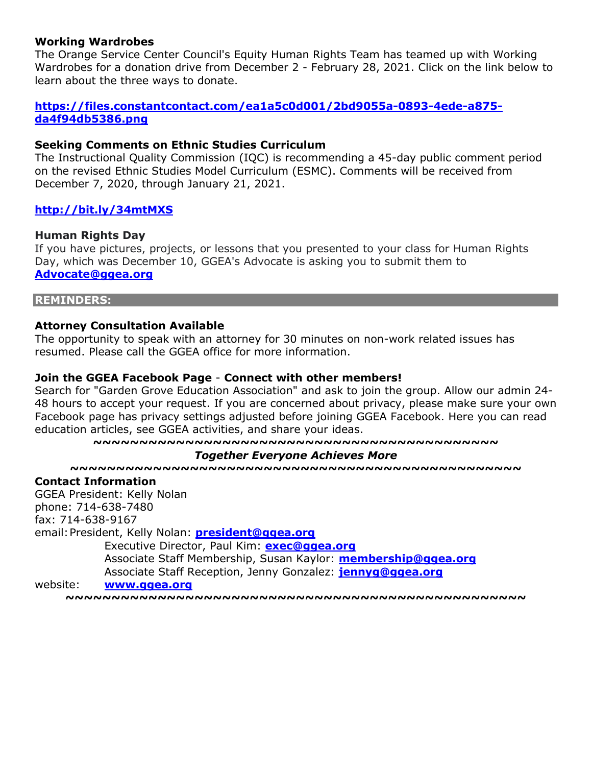**Working Wardrobes**
The Orange Service Center Council's Equity Human Rights Team has teamed up with Working Wardrobes for a donation drive from December 2 - February 28, 2021. Click on the link below to learn about the three ways to donate.

**https://files.constantcontact.com/ea1a5c0d001/2bd9055a-0893-4ede-a875-da4f94db5386.png**

**Seeking Comments on Ethnic Studies Curriculum**
The Instructional Quality Commission (IQC) is recommending a 45-day public comment period on the revised Ethnic Studies Model Curriculum (ESMC). Comments will be received from December 7, 2020, through January 21, 2021.

**http://bit.ly/34mtMXS**

**Human Rights Day**
If you have pictures, projects, or lessons that you presented to your class for Human Rights Day, which was December 10, GGEA's Advocate is asking you to submit them to **Advocate@ggea.org**

## REMINDERS:

**Attorney Consultation Available**
The opportunity to speak with an attorney for 30 minutes on non-work related issues has resumed. Please call the GGEA office for more information.

**Join the GGEA Facebook Page** - **Connect with other members!**
Search for "Garden Grove Education Association" and ask to join the group. Allow our admin 24-48 hours to accept your request. If you are concerned about privacy, please make sure your own Facebook page has privacy settings adjusted before joining GGEA Facebook. Here you can read education articles, see GGEA activities, and share your ideas.

~~~~~~~~~~~~~~~~~~~~~~~~~~~~~~~~~~~~~~~~~~~~~

***Together Everyone Achieves More***

~~~~~~~~~~~~~~~~~~~~~~~~~~~~~~~~~~~~~~~~~~~~~~~~~~

**Contact Information**
GGEA President: Kelly Nolan
phone: 714-638-7480
fax: 714-638-9167
email: President, Kelly Nolan: **president@ggea.org**
Executive Director, Paul Kim: **exec@ggea.org**
Associate Staff Membership, Susan Kaylor: **membership@ggea.org**
Associate Staff Reception, Jenny Gonzalez: **jennyg@ggea.org**
website: **www.ggea.org**

~~~~~~~~~~~~~~~~~~~~~~~~~~~~~~~~~~~~~~~~~~~~~~~~~~~